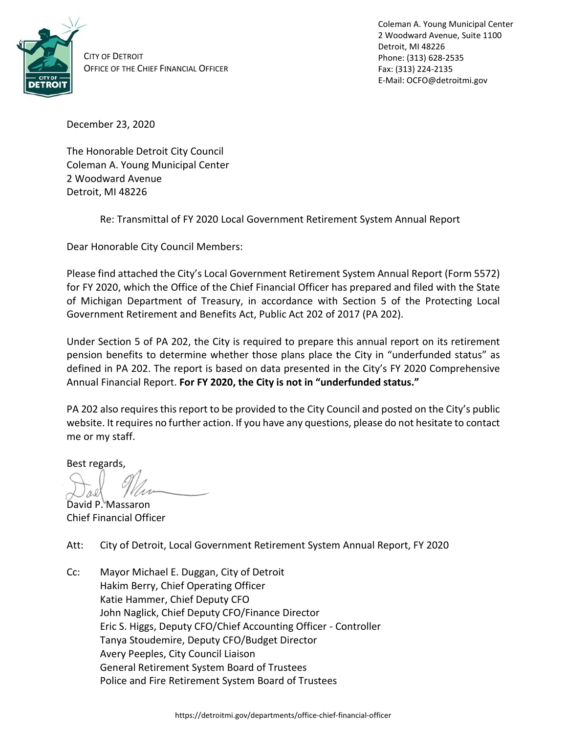CITY OF DETROIT
OFFICE OF THE CHIEF FINANCIAL OFFICER

Coleman A. Young Municipal Center
2 Woodward Avenue, Suite 1100
Detroit, MI 48226
Phone: (313) 628-2535
Fax: (313) 224-2135
E-Mail: OCFO@detroitmi.gov

December 23, 2020

The Honorable Detroit City Council
Coleman A. Young Municipal Center
2 Woodward Avenue
Detroit, MI 48226

Re: Transmittal of FY 2020 Local Government Retirement System Annual Report

Dear Honorable City Council Members:

Please find attached the City's Local Government Retirement System Annual Report (Form 5572) for FY 2020, which the Office of the Chief Financial Officer has prepared and filed with the State of Michigan Department of Treasury, in accordance with Section 5 of the Protecting Local Government Retirement and Benefits Act, Public Act 202 of 2017 (PA 202).

Under Section 5 of PA 202, the City is required to prepare this annual report on its retirement pension benefits to determine whether those plans place the City in "underfunded status" as defined in PA 202. The report is based on data presented in the City's FY 2020 Comprehensive Annual Financial Report. **For FY 2020, the City is not in "underfunded status."**

PA 202 also requires this report to be provided to the City Council and posted on the City's public website. It requires no further action. If you have any questions, please do not hesitate to contact me or my staff.

Best regards,

David P. Massaron
Chief Financial Officer

Att: City of Detroit, Local Government Retirement System Annual Report, FY 2020

Cc: Mayor Michael E. Duggan, City of Detroit
Hakim Berry, Chief Operating Officer
Katie Hammer, Chief Deputy CFO
John Naglick, Chief Deputy CFO/Finance Director
Eric S. Higgs, Deputy CFO/Chief Accounting Officer - Controller
Tanya Stoudemire, Deputy CFO/Budget Director
Avery Peeples, City Council Liaison
General Retirement System Board of Trustees
Police and Fire Retirement System Board of Trustees

https://detroitmi.gov/departments/office-chief-financial-officer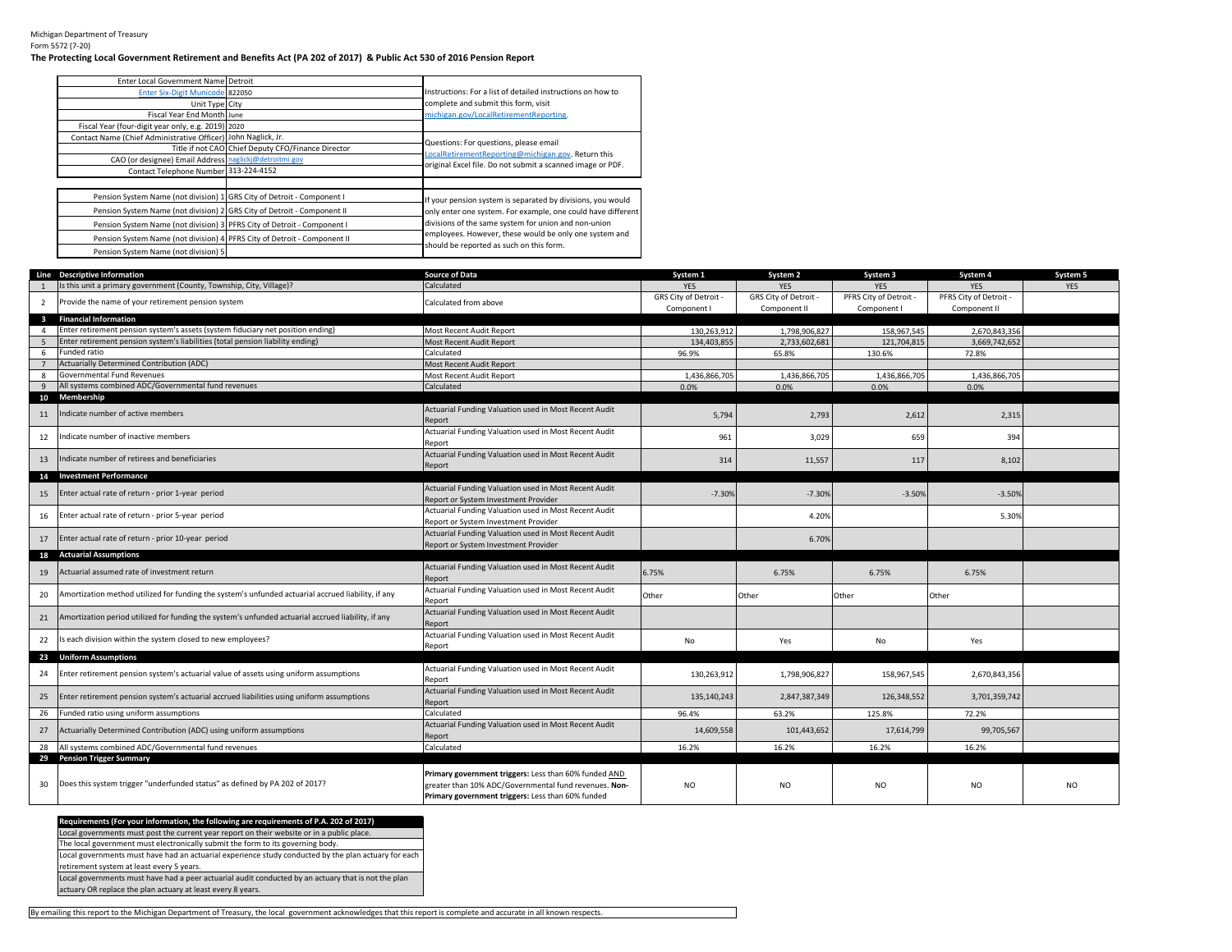Michigan Department of Treasury
Form 5572 (7-20)

**The Protecting Local Government Retirement and Benefits Act (PA 202 of 2017) & Public Act 530 of 2016 Pension Report**

| | |
|---|---|
| Enter Local Government Name | Detroit |
| Enter Six-Digit Municode | 822050 |
| Unit Type | City |
| Fiscal Year End Month | June |
| Fiscal Year (four-digit year only, e.g. 2019) | 2020 |
| Contact Name (Chief Administrative Officer) | John Naglick, Jr. |
| Title if not CAO | Chief Deputy CFO/Finance Director |
| CAO (or designee) Email Address | naglickj@detroitmi.gov |
| Contact Telephone Number | 313-224-4152 |

Instructions: For a list of detailed instructions on how to complete and submit this form, visit michigan.gov/LocalRetirementReporting.

Questions: For questions, please email LocalRetirementReporting@michigan.gov. Return this original Excel file. Do not submit a scanned image or PDF.

| | |
|---|---|
| Pension System Name (not division) 1 | GRS City of Detroit - Component I |
| Pension System Name (not division) 2 | GRS City of Detroit - Component II |
| Pension System Name (not division) 3 | PFRS City of Detroit - Component I |
| Pension System Name (not division) 4 | PFRS City of Detroit - Component II |
| Pension System Name (not division) 5 | |

If your pension system is separated by divisions, you would only enter one system. For example, one could have different divisions of the same system for union and non-union employees. However, these would be only one system and should be reported as such on this form.

| Line | Descriptive Information | Source of Data | System 1 | System 2 | System 3 | System 4 | System 5 |
|---|---|---|---|---|---|---|---|
| 1 | Is this unit a primary government (County, Township, City, Village)? | Calculated | YES | YES | YES | YES | YES |
| 2 | Provide the name of your retirement pension system | Calculated from above | GRS City of Detroit - Component I | GRS City of Detroit - Component II | PFRS City of Detroit - Component I | PFRS City of Detroit - Component II | |
| 3 | **Financial Information** | | | | | | |
| 4 | Enter retirement pension system's assets (system fiduciary net position ending) | Most Recent Audit Report | 130,263,912 | 1,798,906,827 | 158,967,545 | 2,670,843,356 | |
| 5 | Enter retirement pension system's liabilities (total pension liability ending) | Most Recent Audit Report | 134,403,855 | 2,733,602,681 | 121,704,815 | 3,669,742,652 | |
| 6 | Funded ratio | Calculated | 96.9% | 65.8% | 130.6% | 72.8% | |
| 7 | Actuarially Determined Contribution (ADC) | Most Recent Audit Report | | | | | |
| 8 | Governmental Fund Revenues | Most Recent Audit Report | 1,436,866,705 | 1,436,866,705 | 1,436,866,705 | 1,436,866,705 | |
| 9 | All systems combined ADC/Governmental fund revenues | Calculated | 0.0% | 0.0% | 0.0% | 0.0% | |
| 10 | **Membership** | | | | | | |
| 11 | Indicate number of active members | Actuarial Funding Valuation used in Most Recent Audit Report | 5,794 | 2,793 | 2,612 | 2,315 | |
| 12 | Indicate number of inactive members | Actuarial Funding Valuation used in Most Recent Audit Report | 961 | 3,029 | 659 | 394 | |
| 13 | Indicate number of retirees and beneficiaries | Actuarial Funding Valuation used in Most Recent Audit Report | 314 | 11,557 | 117 | 8,102 | |
| 14 | **Investment Performance** | | | | | | |
| 15 | Enter actual rate of return - prior 1-year period | Actuarial Funding Valuation used in Most Recent Audit Report or System Investment Provider | -7.30% | -7.30% | -3.50% | -3.50% | |
| 16 | Enter actual rate of return - prior 5-year period | Actuarial Funding Valuation used in Most Recent Audit Report or System Investment Provider | | 4.20% | | 5.30% | |
| 17 | Enter actual rate of return - prior 10-year period | Actuarial Funding Valuation used in Most Recent Audit Report or System Investment Provider | | 6.70% | | | |
| 18 | **Actuarial Assumptions** | | | | | | |
| 19 | Actuarial assumed rate of investment return | Actuarial Funding Valuation used in Most Recent Audit Report | 6.75% | 6.75% | 6.75% | 6.75% | |
| 20 | Amortization method utilized for funding the system's unfunded actuarial accrued liability, if any | Actuarial Funding Valuation used in Most Recent Audit Report | Other | Other | Other | Other | |
| 21 | Amortization period utilized for funding the system's unfunded actuarial accrued liability, if any | Actuarial Funding Valuation used in Most Recent Audit Report | | | | | |
| 22 | Is each division within the system closed to new employees? | Actuarial Funding Valuation used in Most Recent Audit Report | No | Yes | No | Yes | |
| 23 | **Uniform Assumptions** | | | | | | |
| 24 | Enter retirement pension system's actuarial value of assets using uniform assumptions | Actuarial Funding Valuation used in Most Recent Audit Report | 130,263,912 | 1,798,906,827 | 158,967,545 | 2,670,843,356 | |
| 25 | Enter retirement pension system's actuarial accrued liabilities using uniform assumptions | Actuarial Funding Valuation used in Most Recent Audit Report | 135,140,243 | 2,847,387,349 | 126,348,552 | 3,701,359,742 | |
| 26 | Funded ratio using uniform assumptions | Calculated | 96.4% | 63.2% | 125.8% | 72.2% | |
| 27 | Actuarially Determined Contribution (ADC) using uniform assumptions | Actuarial Funding Valuation used in Most Recent Audit Report | 14,609,558 | 101,443,652 | 17,614,799 | 99,705,567 | |
| 28 | All systems combined ADC/Governmental fund revenues | Calculated | 16.2% | 16.2% | 16.2% | 16.2% | |
| 29 | **Pension Trigger Summary** | | | | | | |
| 30 | Does this system trigger "underfunded status" as defined by PA 202 of 2017? | **Primary government triggers:** Less than 60% funded AND greater than 10% ADC/Governmental fund revenues. **Non-Primary government triggers:** Less than 60% funded | NO | NO | NO | NO | NO |

| **Requirements (For your information, the following are requirements of P.A. 202 of 2017)** |
|---|
| Local governments must post the current year report on their website or in a public place. |
| The local government must electronically submit the form to its governing body. |
| Local governments must have had an actuarial experience study conducted by the plan actuary for each retirement system at least every 5 years. |
| Local governments must have had a peer actuarial audit conducted by an actuary that is not the plan actuary OR replace the plan actuary at least every 8 years. |

By emailing this report to the Michigan Department of Treasury, the local government acknowledges that this report is complete and accurate in all known respects.